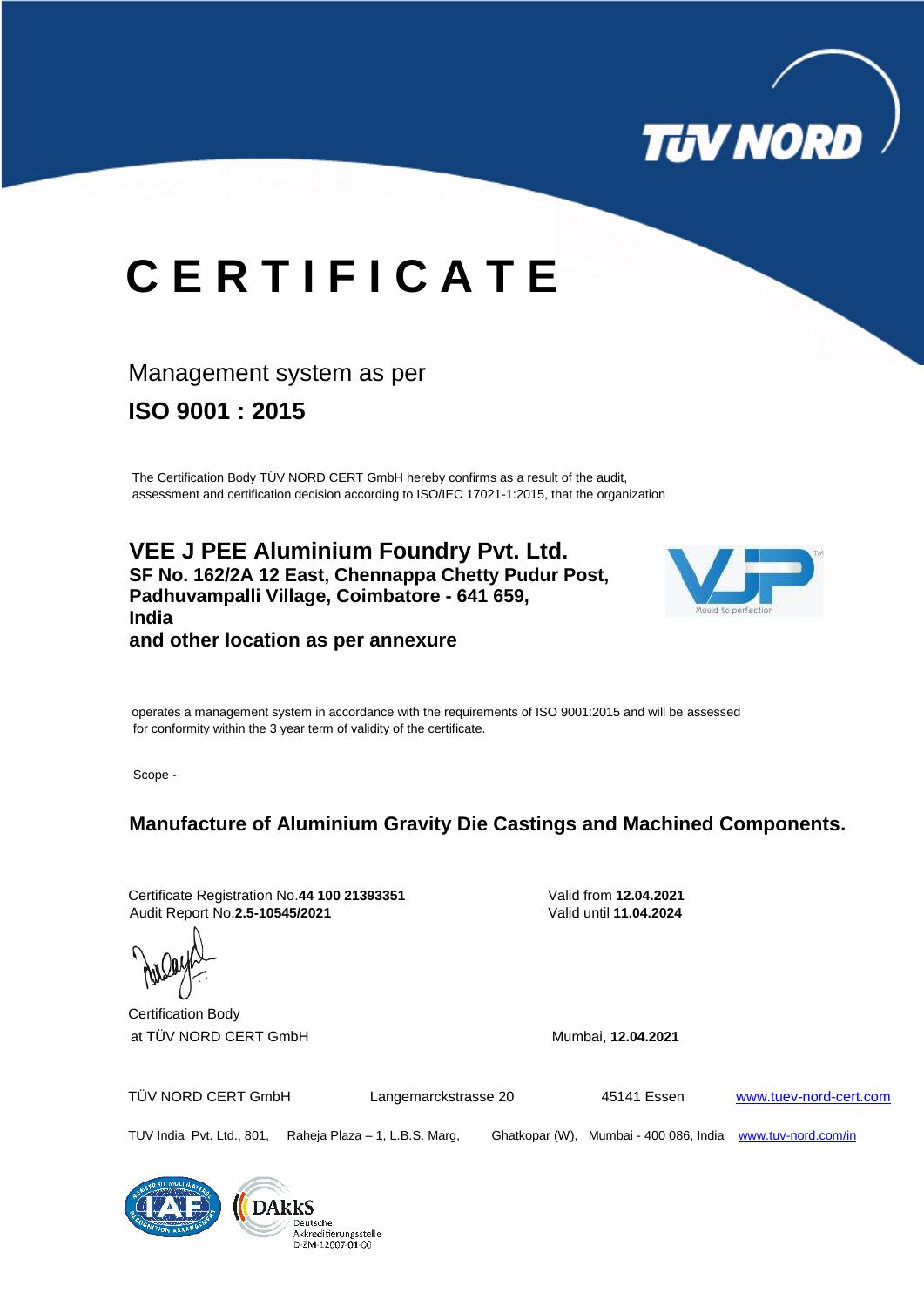# CERTIFICATE

Management system as per

## ISO 9001 : 2015

The Certification Body TÜV NORD CERT GmbH hereby confirms as a result of the audit, assessment and certification decision according to ISO/IEC 17021-1:2015, that the organization

**VEE J PEE Aluminium Foundry Pvt. Ltd.**
**SF No. 162/2A 12 East, Chennappa Chetty Pudur Post,**
**Padhuvampalli Village, Coimbatore - 641 659,**
**India**
**and other location as per annexure**

operates a management system in accordance with the requirements of ISO 9001:2015 and will be assessed for conformity within the 3 year term of validity of the certificate.

Scope -

**Manufacture of Aluminium Gravity Die Castings and Machined Components.**

Certificate Registration No. **44 100 21393351**
Audit Report No. **2.5-10545/2021**

Valid from **12.04.2021**
Valid until **11.04.2024**

Certification Body
at TÜV NORD CERT GmbH

Mumbai, **12.04.2021**

TÜV NORD CERT GmbH Langemarckstrasse 20 45141 Essen www.tuev-nord-cert.com

TUV India Pvt. Ltd., 801, Raheja Plaza – 1, L.B.S. Marg, Ghatkopar (W), Mumbai - 400 086, India www.tuv-nord.com/in

DAkkS Deutsche Akkreditierungsstelle D-ZM-12007-01-00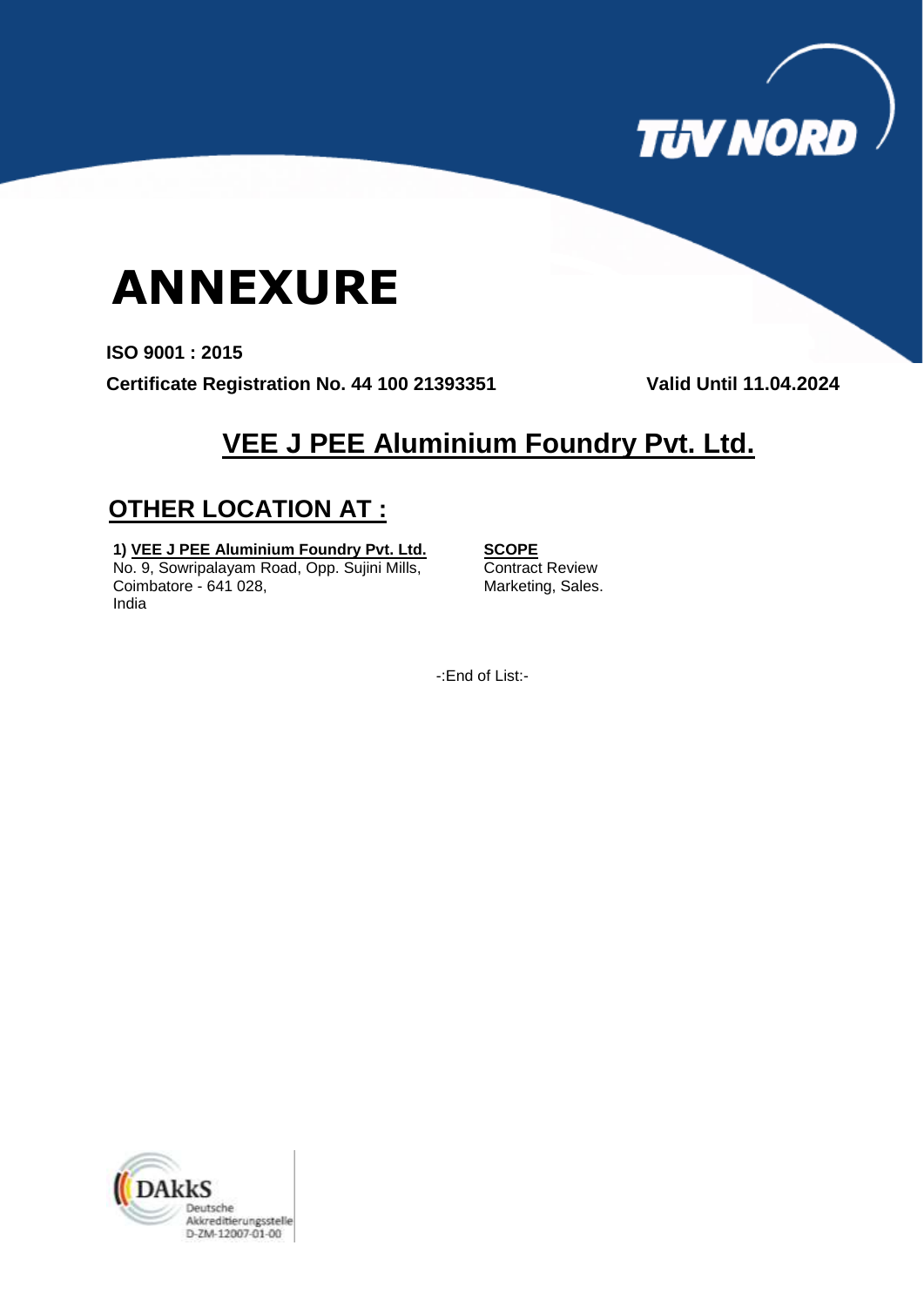# ANNEXURE

**ISO 9001 : 2015**

**Certificate Registration No. 44 100 21393351** **Valid Until 11.04.2024**

## VEE J PEE Aluminium Foundry Pvt. Ltd.

## OTHER LOCATION AT :

| | |
|---|---|
| **1) VEE J PEE Aluminium Foundry Pvt. Ltd.**<br>No. 9, Sowripalayam Road, Opp. Sujini Mills,<br>Coimbatore - 641 028,<br>India | **SCOPE**<br>Contract Review<br>Marketing, Sales. |

-:End of List:-

DAkkS
Deutsche
Akkreditierungsstelle
D-ZM-12007-01-00